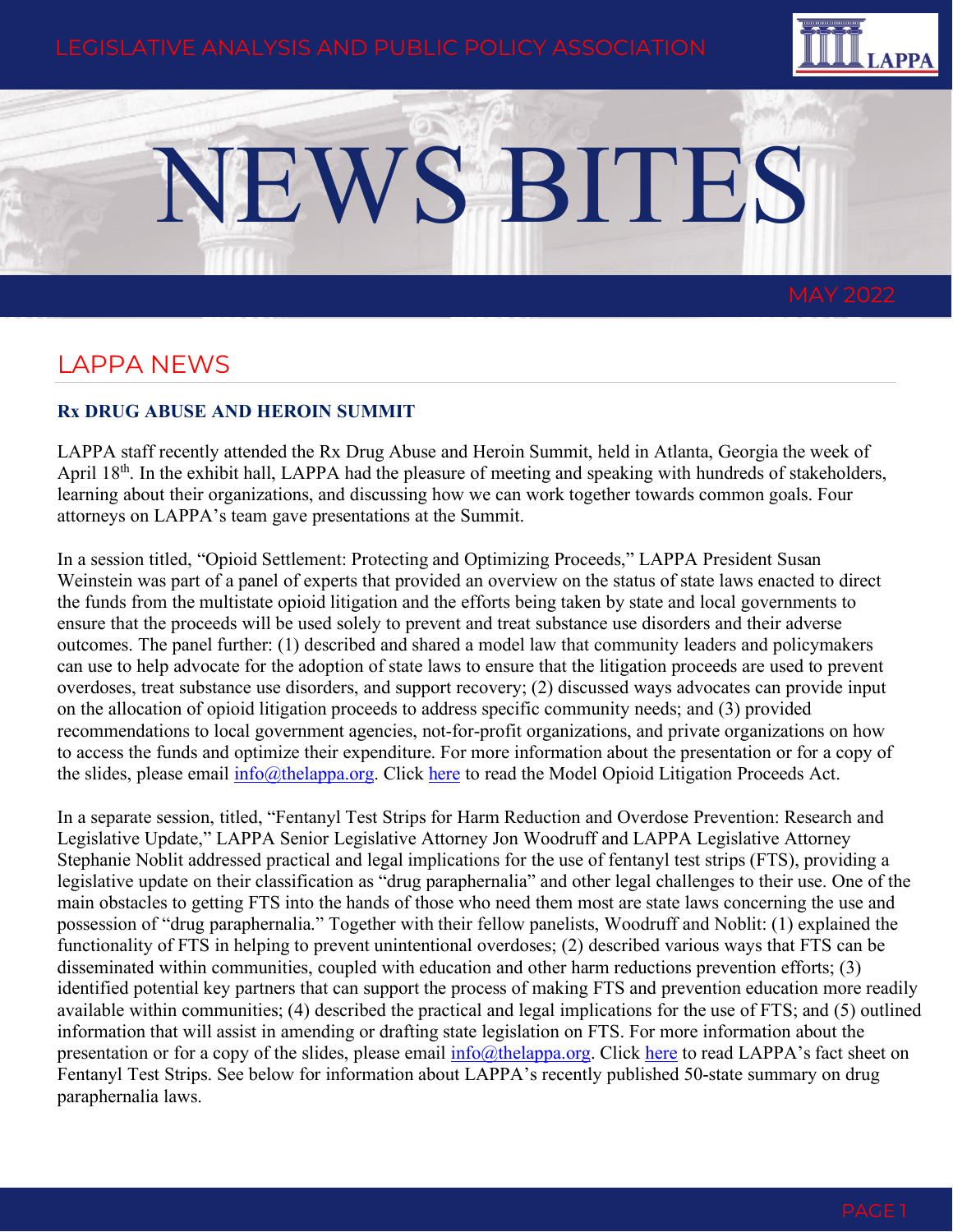LEGISLATIVE ANALYSIS AND PUBLIC POLICY ASSOCIATION

# NEWS BITES

MAY 2022

## LAPPA NEWS

### Rx DRUG ABUSE AND HEROIN SUMMIT

LAPPA staff recently attended the Rx Drug Abuse and Heroin Summit, held in Atlanta, Georgia the week of April 18th. In the exhibit hall, LAPPA had the pleasure of meeting and speaking with hundreds of stakeholders, learning about their organizations, and discussing how we can work together towards common goals. Four attorneys on LAPPA's team gave presentations at the Summit.

In a session titled, "Opioid Settlement: Protecting and Optimizing Proceeds," LAPPA President Susan Weinstein was part of a panel of experts that provided an overview on the status of state laws enacted to direct the funds from the multistate opioid litigation and the efforts being taken by state and local governments to ensure that the proceeds will be used solely to prevent and treat substance use disorders and their adverse outcomes. The panel further: (1) described and shared a model law that community leaders and policymakers can use to help advocate for the adoption of state laws to ensure that the litigation proceeds are used to prevent overdoses, treat substance use disorders, and support recovery; (2) discussed ways advocates can provide input on the allocation of opioid litigation proceeds to address specific community needs; and (3) provided recommendations to local government agencies, not-for-profit organizations, and private organizations on how to access the funds and optimize their expenditure. For more information about the presentation or for a copy of the slides, please email info@thelappa.org. Click here to read the Model Opioid Litigation Proceeds Act.

In a separate session, titled, "Fentanyl Test Strips for Harm Reduction and Overdose Prevention: Research and Legislative Update," LAPPA Senior Legislative Attorney Jon Woodruff and LAPPA Legislative Attorney Stephanie Noblit addressed practical and legal implications for the use of fentanyl test strips (FTS), providing a legislative update on their classification as "drug paraphernalia" and other legal challenges to their use. One of the main obstacles to getting FTS into the hands of those who need them most are state laws concerning the use and possession of "drug paraphernalia." Together with their fellow panelists, Woodruff and Noblit: (1) explained the functionality of FTS in helping to prevent unintentional overdoses; (2) described various ways that FTS can be disseminated within communities, coupled with education and other harm reductions prevention efforts; (3) identified potential key partners that can support the process of making FTS and prevention education more readily available within communities; (4) described the practical and legal implications for the use of FTS; and (5) outlined information that will assist in amending or drafting state legislation on FTS. For more information about the presentation or for a copy of the slides, please email info@thelappa.org. Click here to read LAPPA's fact sheet on Fentanyl Test Strips. See below for information about LAPPA's recently published 50-state summary on drug paraphernalia laws.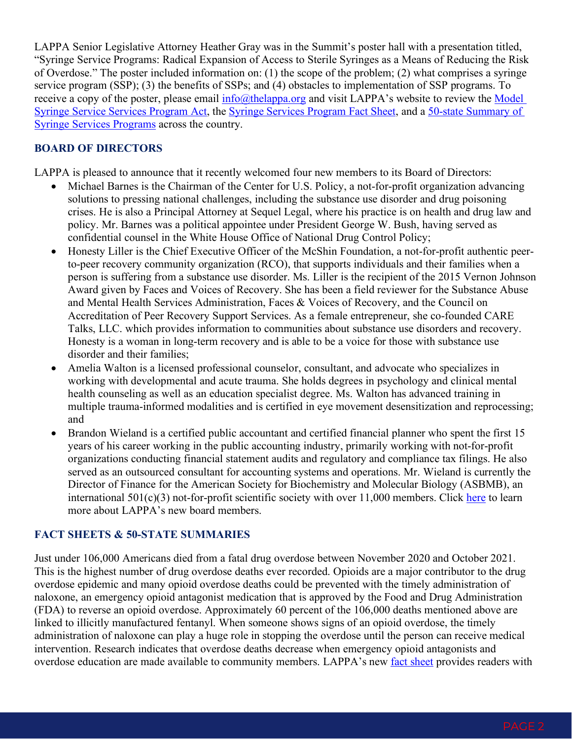LAPPA Senior Legislative Attorney Heather Gray was in the Summit's poster hall with a presentation titled, "Syringe Service Programs: Radical Expansion of Access to Sterile Syringes as a Means of Reducing the Risk of Overdose." The poster included information on: (1) the scope of the problem; (2) what comprises a syringe service program (SSP); (3) the benefits of SSPs; and (4) obstacles to implementation of SSP programs. To receive a copy of the poster, please email info@thelappa.org and visit LAPPA's website to review the Model Syringe Service Services Program Act, the Syringe Services Program Fact Sheet, and a 50-state Summary of Syringe Services Programs across the country.

## BOARD OF DIRECTORS

LAPPA is pleased to announce that it recently welcomed four new members to its Board of Directors:

- Michael Barnes is the Chairman of the Center for U.S. Policy, a not-for-profit organization advancing solutions to pressing national challenges, including the substance use disorder and drug poisoning crises. He is also a Principal Attorney at Sequel Legal, where his practice is on health and drug law and policy. Mr. Barnes was a political appointee under President George W. Bush, having served as confidential counsel in the White House Office of National Drug Control Policy;
- Honesty Liller is the Chief Executive Officer of the McShin Foundation, a not-for-profit authentic peer-to-peer recovery community organization (RCO), that supports individuals and their families when a person is suffering from a substance use disorder. Ms. Liller is the recipient of the 2015 Vernon Johnson Award given by Faces and Voices of Recovery. She has been a field reviewer for the Substance Abuse and Mental Health Services Administration, Faces & Voices of Recovery, and the Council on Accreditation of Peer Recovery Support Services. As a female entrepreneur, she co-founded CARE Talks, LLC. which provides information to communities about substance use disorders and recovery. Honesty is a woman in long-term recovery and is able to be a voice for those with substance use disorder and their families;
- Amelia Walton is a licensed professional counselor, consultant, and advocate who specializes in working with developmental and acute trauma. She holds degrees in psychology and clinical mental health counseling as well as an education specialist degree. Ms. Walton has advanced training in multiple trauma-informed modalities and is certified in eye movement desensitization and reprocessing; and
- Brandon Wieland is a certified public accountant and certified financial planner who spent the first 15 years of his career working in the public accounting industry, primarily working with not-for-profit organizations conducting financial statement audits and regulatory and compliance tax filings. He also served as an outsourced consultant for accounting systems and operations. Mr. Wieland is currently the Director of Finance for the American Society for Biochemistry and Molecular Biology (ASBMB), an international 501(c)(3) not-for-profit scientific society with over 11,000 members. Click here to learn more about LAPPA's new board members.

## FACT SHEETS & 50-STATE SUMMARIES

Just under 106,000 Americans died from a fatal drug overdose between November 2020 and October 2021. This is the highest number of drug overdose deaths ever recorded. Opioids are a major contributor to the drug overdose epidemic and many opioid overdose deaths could be prevented with the timely administration of naloxone, an emergency opioid antagonist medication that is approved by the Food and Drug Administration (FDA) to reverse an opioid overdose. Approximately 60 percent of the 106,000 deaths mentioned above are linked to illicitly manufactured fentanyl. When someone shows signs of an opioid overdose, the timely administration of naloxone can play a huge role in stopping the overdose until the person can receive medical intervention. Research indicates that overdose deaths decrease when emergency opioid antagonists and overdose education are made available to community members. LAPPA's new fact sheet provides readers with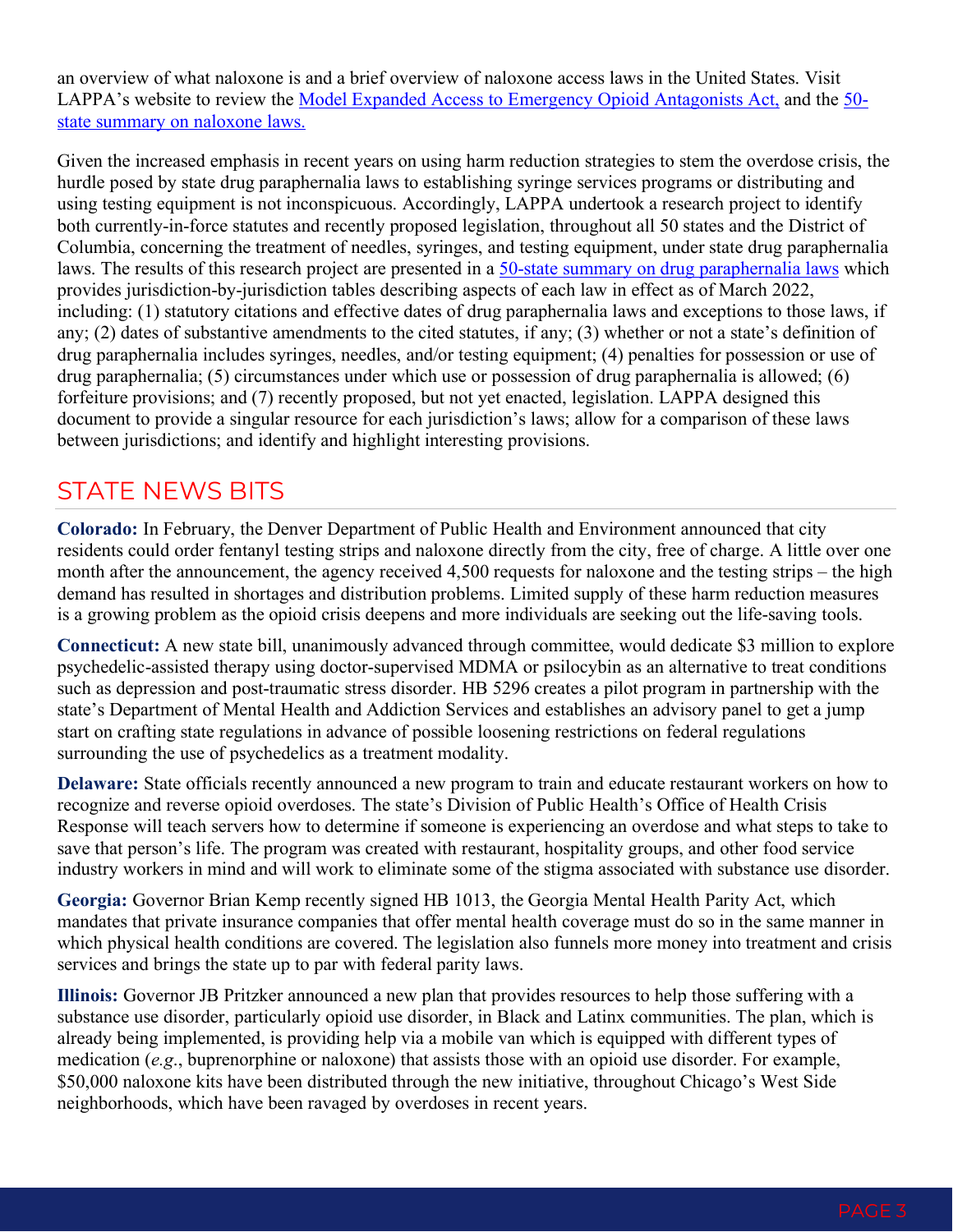an overview of what naloxone is and a brief overview of naloxone access laws in the United States. Visit LAPPA's website to review the [Model Expanded Access to Emergency Opioid Antagonists Act,](#) and the [50-state summary on naloxone laws.](#)

Given the increased emphasis in recent years on using harm reduction strategies to stem the overdose crisis, the hurdle posed by state drug paraphernalia laws to establishing syringe services programs or distributing and using testing equipment is not inconspicuous. Accordingly, LAPPA undertook a research project to identify both currently-in-force statutes and recently proposed legislation, throughout all 50 states and the District of Columbia, concerning the treatment of needles, syringes, and testing equipment, under state drug paraphernalia laws. The results of this research project are presented in a [50-state summary on drug paraphernalia laws](#) which provides jurisdiction-by-jurisdiction tables describing aspects of each law in effect as of March 2022, including: (1) statutory citations and effective dates of drug paraphernalia laws and exceptions to those laws, if any; (2) dates of substantive amendments to the cited statutes, if any; (3) whether or not a state's definition of drug paraphernalia includes syringes, needles, and/or testing equipment; (4) penalties for possession or use of drug paraphernalia; (5) circumstances under which use or possession of drug paraphernalia is allowed; (6) forfeiture provisions; and (7) recently proposed, but not yet enacted, legislation. LAPPA designed this document to provide a singular resource for each jurisdiction's laws; allow for a comparison of these laws between jurisdictions; and identify and highlight interesting provisions.

## STATE NEWS BITS

**Colorado:** In February, the Denver Department of Public Health and Environment announced that city residents could order fentanyl testing strips and naloxone directly from the city, free of charge. A little over one month after the announcement, the agency received 4,500 requests for naloxone and the testing strips – the high demand has resulted in shortages and distribution problems. Limited supply of these harm reduction measures is a growing problem as the opioid crisis deepens and more individuals are seeking out the life-saving tools.

**Connecticut:** A new state bill, unanimously advanced through committee, would dedicate $3 million to explore psychedelic-assisted therapy using doctor-supervised MDMA or psilocybin as an alternative to treat conditions such as depression and post-traumatic stress disorder. HB 5296 creates a pilot program in partnership with the state's Department of Mental Health and Addiction Services and establishes an advisory panel to get a jump start on crafting state regulations in advance of possible loosening restrictions on federal regulations surrounding the use of psychedelics as a treatment modality.

**Delaware:** State officials recently announced a new program to train and educate restaurant workers on how to recognize and reverse opioid overdoses. The state's Division of Public Health's Office of Health Crisis Response will teach servers how to determine if someone is experiencing an overdose and what steps to take to save that person's life. The program was created with restaurant, hospitality groups, and other food service industry workers in mind and will work to eliminate some of the stigma associated with substance use disorder.

**Georgia:** Governor Brian Kemp recently signed HB 1013, the Georgia Mental Health Parity Act, which mandates that private insurance companies that offer mental health coverage must do so in the same manner in which physical health conditions are covered. The legislation also funnels more money into treatment and crisis services and brings the state up to par with federal parity laws.

**Illinois:** Governor JB Pritzker announced a new plan that provides resources to help those suffering with a substance use disorder, particularly opioid use disorder, in Black and Latinx communities. The plan, which is already being implemented, is providing help via a mobile van which is equipped with different types of medication (*e.g.*, buprenorphine or naloxone) that assists those with an opioid use disorder. For example, $50,000 naloxone kits have been distributed through the new initiative, throughout Chicago's West Side neighborhoods, which have been ravaged by overdoses in recent years.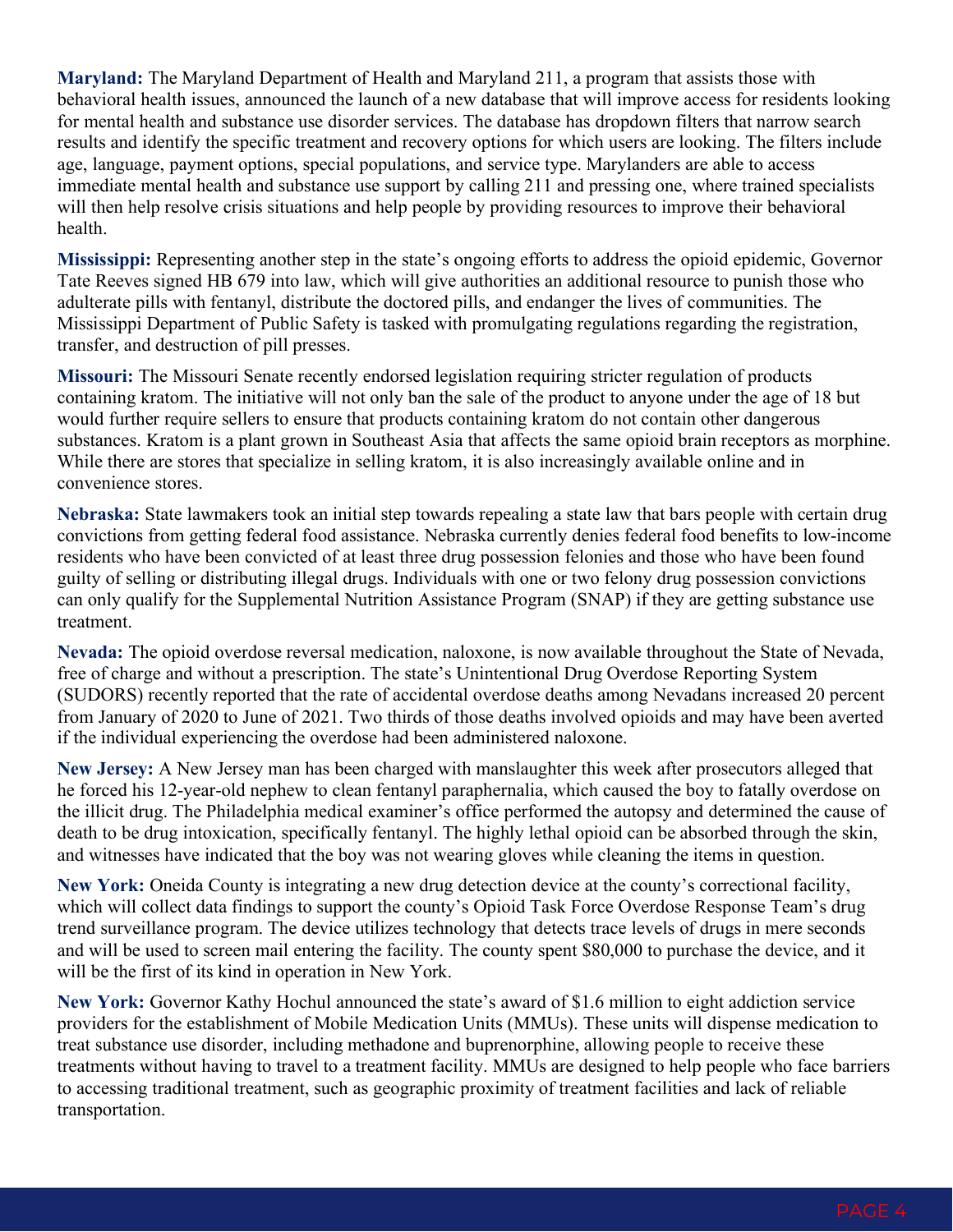**Maryland:** The Maryland Department of Health and Maryland 211, a program that assists those with behavioral health issues, announced the launch of a new database that will improve access for residents looking for mental health and substance use disorder services. The database has dropdown filters that narrow search results and identify the specific treatment and recovery options for which users are looking. The filters include age, language, payment options, special populations, and service type. Marylanders are able to access immediate mental health and substance use support by calling 211 and pressing one, where trained specialists will then help resolve crisis situations and help people by providing resources to improve their behavioral health.

**Mississippi:** Representing another step in the state's ongoing efforts to address the opioid epidemic, Governor Tate Reeves signed HB 679 into law, which will give authorities an additional resource to punish those who adulterate pills with fentanyl, distribute the doctored pills, and endanger the lives of communities. The Mississippi Department of Public Safety is tasked with promulgating regulations regarding the registration, transfer, and destruction of pill presses.

**Missouri:** The Missouri Senate recently endorsed legislation requiring stricter regulation of products containing kratom. The initiative will not only ban the sale of the product to anyone under the age of 18 but would further require sellers to ensure that products containing kratom do not contain other dangerous substances. Kratom is a plant grown in Southeast Asia that affects the same opioid brain receptors as morphine. While there are stores that specialize in selling kratom, it is also increasingly available online and in convenience stores.

**Nebraska:** State lawmakers took an initial step towards repealing a state law that bars people with certain drug convictions from getting federal food assistance. Nebraska currently denies federal food benefits to low-income residents who have been convicted of at least three drug possession felonies and those who have been found guilty of selling or distributing illegal drugs. Individuals with one or two felony drug possession convictions can only qualify for the Supplemental Nutrition Assistance Program (SNAP) if they are getting substance use treatment.

**Nevada:** The opioid overdose reversal medication, naloxone, is now available throughout the State of Nevada, free of charge and without a prescription. The state's Unintentional Drug Overdose Reporting System (SUDORS) recently reported that the rate of accidental overdose deaths among Nevadans increased 20 percent from January of 2020 to June of 2021. Two thirds of those deaths involved opioids and may have been averted if the individual experiencing the overdose had been administered naloxone.

**New Jersey:** A New Jersey man has been charged with manslaughter this week after prosecutors alleged that he forced his 12-year-old nephew to clean fentanyl paraphernalia, which caused the boy to fatally overdose on the illicit drug. The Philadelphia medical examiner's office performed the autopsy and determined the cause of death to be drug intoxication, specifically fentanyl. The highly lethal opioid can be absorbed through the skin, and witnesses have indicated that the boy was not wearing gloves while cleaning the items in question.

**New York:** Oneida County is integrating a new drug detection device at the county's correctional facility, which will collect data findings to support the county's Opioid Task Force Overdose Response Team's drug trend surveillance program. The device utilizes technology that detects trace levels of drugs in mere seconds and will be used to screen mail entering the facility. The county spent $80,000 to purchase the device, and it will be the first of its kind in operation in New York.

**New York:** Governor Kathy Hochul announced the state's award of $1.6 million to eight addiction service providers for the establishment of Mobile Medication Units (MMUs). These units will dispense medication to treat substance use disorder, including methadone and buprenorphine, allowing people to receive these treatments without having to travel to a treatment facility. MMUs are designed to help people who face barriers to accessing traditional treatment, such as geographic proximity of treatment facilities and lack of reliable transportation.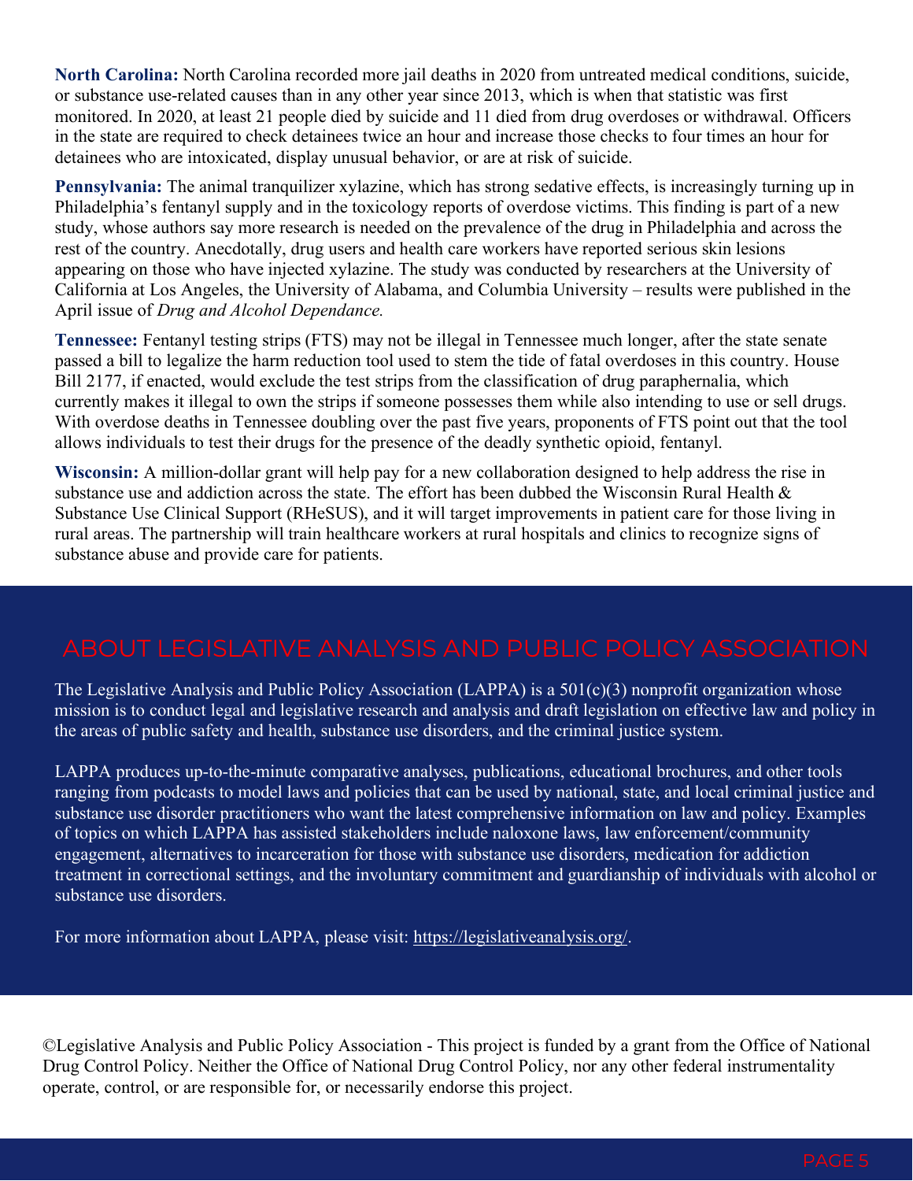**North Carolina:** North Carolina recorded more jail deaths in 2020 from untreated medical conditions, suicide, or substance use-related causes than in any other year since 2013, which is when that statistic was first monitored. In 2020, at least 21 people died by suicide and 11 died from drug overdoses or withdrawal. Officers in the state are required to check detainees twice an hour and increase those checks to four times an hour for detainees who are intoxicated, display unusual behavior, or are at risk of suicide.

**Pennsylvania:** The animal tranquilizer xylazine, which has strong sedative effects, is increasingly turning up in Philadelphia's fentanyl supply and in the toxicology reports of overdose victims. This finding is part of a new study, whose authors say more research is needed on the prevalence of the drug in Philadelphia and across the rest of the country. Anecdotally, drug users and health care workers have reported serious skin lesions appearing on those who have injected xylazine. The study was conducted by researchers at the University of California at Los Angeles, the University of Alabama, and Columbia University – results were published in the April issue of *Drug and Alcohol Dependance.*

**Tennessee:** Fentanyl testing strips (FTS) may not be illegal in Tennessee much longer, after the state senate passed a bill to legalize the harm reduction tool used to stem the tide of fatal overdoses in this country. House Bill 2177, if enacted, would exclude the test strips from the classification of drug paraphernalia, which currently makes it illegal to own the strips if someone possesses them while also intending to use or sell drugs. With overdose deaths in Tennessee doubling over the past five years, proponents of FTS point out that the tool allows individuals to test their drugs for the presence of the deadly synthetic opioid, fentanyl.

**Wisconsin:** A million-dollar grant will help pay for a new collaboration designed to help address the rise in substance use and addiction across the state. The effort has been dubbed the Wisconsin Rural Health & Substance Use Clinical Support (RHeSUS), and it will target improvements in patient care for those living in rural areas. The partnership will train healthcare workers at rural hospitals and clinics to recognize signs of substance abuse and provide care for patients.

## ABOUT LEGISLATIVE ANALYSIS AND PUBLIC POLICY ASSOCIATION

The Legislative Analysis and Public Policy Association (LAPPA) is a 501(c)(3) nonprofit organization whose mission is to conduct legal and legislative research and analysis and draft legislation on effective law and policy in the areas of public safety and health, substance use disorders, and the criminal justice system.

LAPPA produces up-to-the-minute comparative analyses, publications, educational brochures, and other tools ranging from podcasts to model laws and policies that can be used by national, state, and local criminal justice and substance use disorder practitioners who want the latest comprehensive information on law and policy. Examples of topics on which LAPPA has assisted stakeholders include naloxone laws, law enforcement/community engagement, alternatives to incarceration for those with substance use disorders, medication for addiction treatment in correctional settings, and the involuntary commitment and guardianship of individuals with alcohol or substance use disorders.

For more information about LAPPA, please visit: https://legislativeanalysis.org/.

©Legislative Analysis and Public Policy Association - This project is funded by a grant from the Office of National Drug Control Policy. Neither the Office of National Drug Control Policy, nor any other federal instrumentality operate, control, or are responsible for, or necessarily endorse this project.